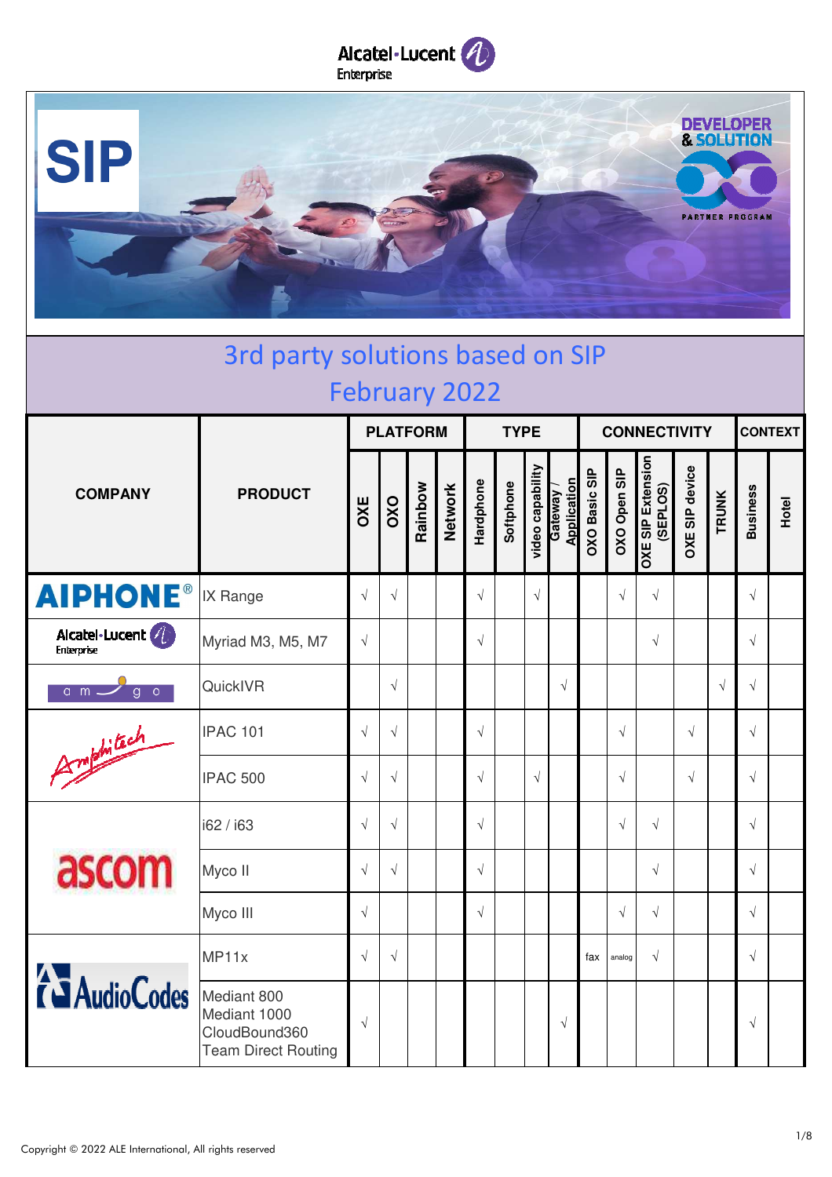SIP

DEVELOPER & SOLUTION PARTNER PROGRAM

# 3rd party solutions based on SIP
## February 2022

| COMPANY | PRODUCT | PLATFORM | | | | TYPE | | | | CONNECTIVITY | | | | | CONTEXT | |
|---|---|---|---|---|---|---|---|---|---|---|---|---|---|---|---|---|
| | | OXE | OXO | Rainbow | Network | Hardphone | Softphone | video capability | Gateway / Application | OXO Basic SIP | OXO Open SIP | OXE SIP Extension (SEPLOS) | OXE SIP device | TRUNK | Business | Hotel |
| AIPHONE | IX Range | √ | √ | | | √ | | √ | | | √ | √ | | | √ | |
| Alcatel-Lucent Enterprise | Myriad M3, M5, M7 | √ | | | | √ | | | | | | √ | | | √ | |
| amgo | QuickIVR | | √ | | | | | | √ | | | | | √ | √ | |
| Amphitech | IPAC 101 | √ | √ | | | √ | | | | | √ | | √ | | √ | |
| | IPAC 500 | √ | √ | | | √ | | √ | | | √ | | √ | | √ | |
| ascom | i62 / i63 | √ | √ | | | √ | | | | | √ | √ | | | √ | |
| | Myco II | √ | √ | | | √ | | | | | | √ | | | √ | |
| | Myco III | √ | | | | √ | | | | | √ | √ | | | √ | |
| AudioCodes | MP11x | √ | √ | | | | | | | fax | analog | √ | | | √ | |
| | Mediant 800<br>Mediant 1000<br>CloudBound360<br>Team Direct Routing | √ | | | | | | | √ | | | | | | √ | |

Copyright © 2022 ALE International, All rights reserved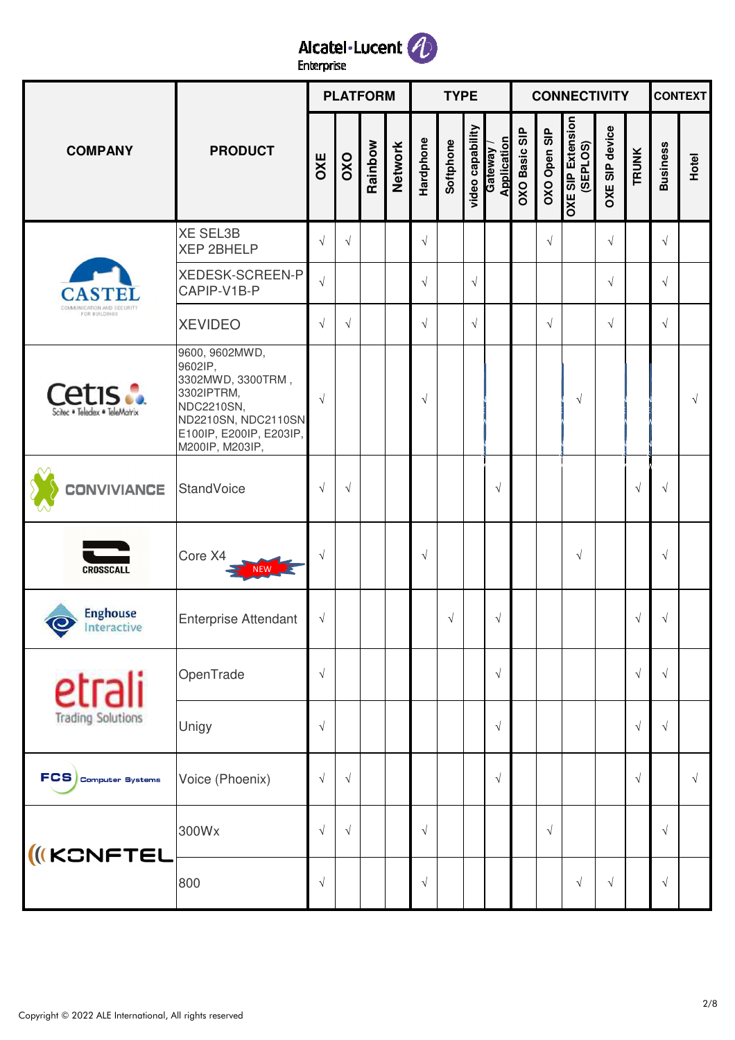| COMPANY | PRODUCT | PLATFORM | | | | TYPE | | | | CONNECTIVITY | | | | | CONTEXT | |
|---|---|---|---|---|---|---|---|---|---|---|---|---|---|---|---|---|
| | | OXE | OXO | Rainbow | Network | Hardphone | Softphone | video capability | Gateway / Application | OXO Basic SIP | OXO Open SIP | OXE SIP Extension (SEPLOS) | OXE SIP device | TRUNK | Business | Hotel |
| CASTEL | XE SEL3B XEP 2BHELP | √ | √ | | | √ | | | | | √ | | √ | | √ | |
| | XEDESK-SCREEN-P CAPIP-V1B-P | √ | | | | √ | | √ | | | | | √ | | √ | |
| | XEVIDEO | √ | √ | | | √ | | √ | | | √ | | √ | | √ | |
| Cetis | 9600, 9602MWD, 9602IP, 3302MWD, 3300TRM , 3302IPTRM, NDC2210SN, ND2210SN, NDC2110SN E100IP, E200IP, E203IP, M200IP, M203IP, | √ | | | | √ | | | | | | √ | | | | √ |
| CONVIVIANCE | StandVoice | √ | √ | | | | | | √ | | | | | √ | √ | |
| CROSSCALL | Core X4 NEW | √ | | | | √ | | | | | | √ | | | √ | |
| Enghouse Interactive | Enterprise Attendant | √ | | | | | √ | | √ | | | | | √ | √ | |
| etrali Trading Solutions | OpenTrade | √ | | | | | | | √ | | | | | √ | √ | |
| | Unigy | √ | | | | | | | √ | | | | | √ | √ | |
| FCS Computer Systems | Voice (Phoenix) | √ | √ | | | | | | √ | | | | | √ | | √ |
| KONFTEL | 300Wx | √ | √ | | | √ | | | | | √ | | | | √ | |
| | 800 | √ | | | | √ | | | | | | √ | √ | | √ | |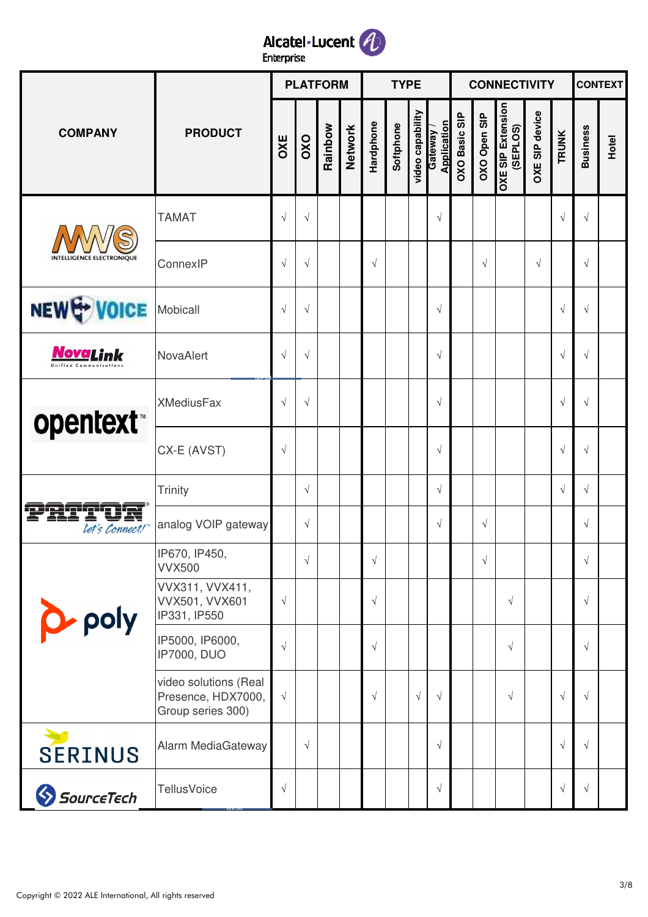| COMPANY | PRODUCT | PLATFORM | | | | TYPE | | | | CONNECTIVITY | | | | | CONTEXT | |
|---|---|---|---|---|---|---|---|---|---|---|---|---|---|---|---|---|
| | | OXE | OXO | Rainbow | Network | Hardphone | Softphone | video capability | Gateway / Application | OXO Basic SIP | OXO Open SIP | OXE SIP Extension (SEPLOS) | OXE SIP device | TRUNK | Business | Hotel |
| MWS INTELLIGENCE ELECTRONIQUE | TAMAT | √ | √ | | | | | | √ | | | | | √ | √ | |
| | ConnexIP | √ | √ | | | √ | | | | | √ | | √ | | √ | |
| NEW VOICE | Mobicall | √ | √ | | | | | | √ | | | | | √ | √ | |
| NovaLink Unified Communications | NovaAlert | √ | √ | | | | | | √ | | | | | √ | √ | |
| opentext | XMediusFax | √ | √ | | | | | | √ | | | | | √ | √ | |
| | CX-E (AVST) | √ | | | | | | | √ | | | | | √ | √ | |
| PATTON Let's Connect! | Trinity | | √ | | | | | | √ | | | | | √ | √ | |
| | analog VOIP gateway | | √ | | | | | | √ | | √ | | | | √ | |
| poly | IP670, IP450, VVX500 | | √ | | | √ | | | | | √ | | | | √ | |
| | VVX311, VVX411, VVX501, VVX601 IP331, IP550 | √ | | | | √ | | | | | | √ | | | √ | |
| | IP5000, IP6000, IP7000, DUO | √ | | | | √ | | | | | | √ | | | √ | |
| | video solutions (Real Presence, HDX7000, Group series 300) | √ | | | | √ | | √ | √ | | | √ | | √ | √ | |
| SERINUS | Alarm MediaGateway | | √ | | | | | | √ | | | | | √ | √ | |
| SourceTech | TellusVoice | √ | | | | | | | √ | | | | | √ | √ | |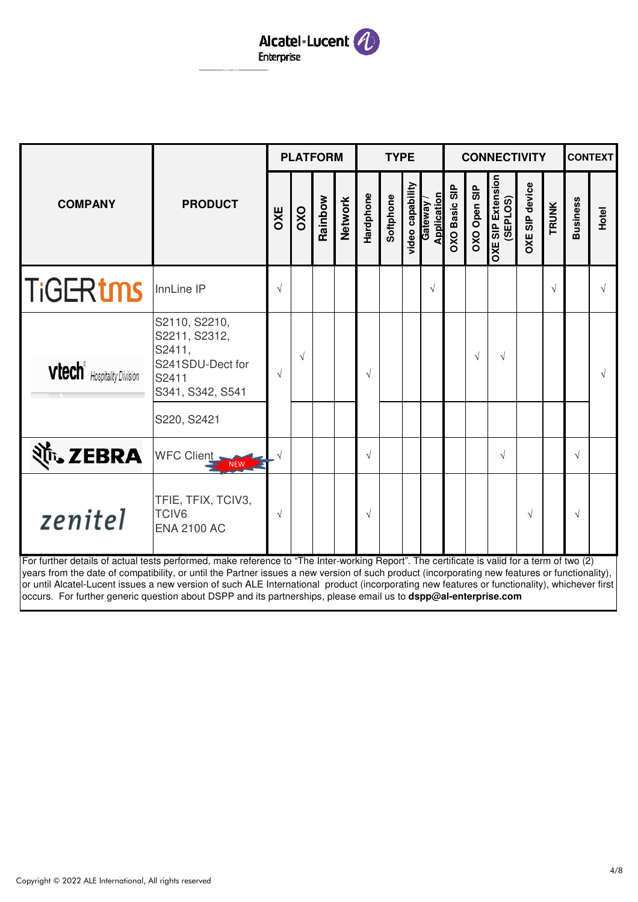| COMPANY | PRODUCT | PLATFORM | | | | TYPE | | | | CONNECTIVITY | | | | | CONTEXT | |
|---|---|---|---|---|---|---|---|---|---|---|---|---|---|---|---|---|
| | | OXE | OXO | Rainbow | Network | Hardphone | Softphone | video capability | Gateway / Application | OXO Basic SIP | OXO Open SIP | OXE SIP Extension (SEPLOS) | OXE SIP device | TRUNK | Business | Hotel |
| TiGERtms | InnLine IP | √ | | | | | | | √ | | | | | √ | | √ |
| vtech Hospitality Division | S2110, S2210, S2211, S2312, S2411, S241SDU-Dect for S2411 S341, S342, S541 | √ | √ | | | √ | | | | | √ | √ | | | | √ |
| | S220, S2421 | | | | | | | | | | | | | | | |
| ZEBRA | WFC Client NEW | √ | | | | √ | | | | | | √ | | | √ | |
| zenitel | TFIE, TFIX, TCIV3, TCIV6 ENA 2100 AC | √ | | | | √ | | | | | | | √ | | √ | |

For further details of actual tests performed, make reference to "The Inter-working Report". The certificate is valid for a term of two (2) years from the date of compatibility, or until the Partner issues a new version of such product (incorporating new features or functionality), or until Alcatel-Lucent issues a new version of such ALE International product (incorporating new features or functionality), whichever first occurs. For further generic question about DSPP and its partnerships, please email us to **dspp@al-enterprise.com**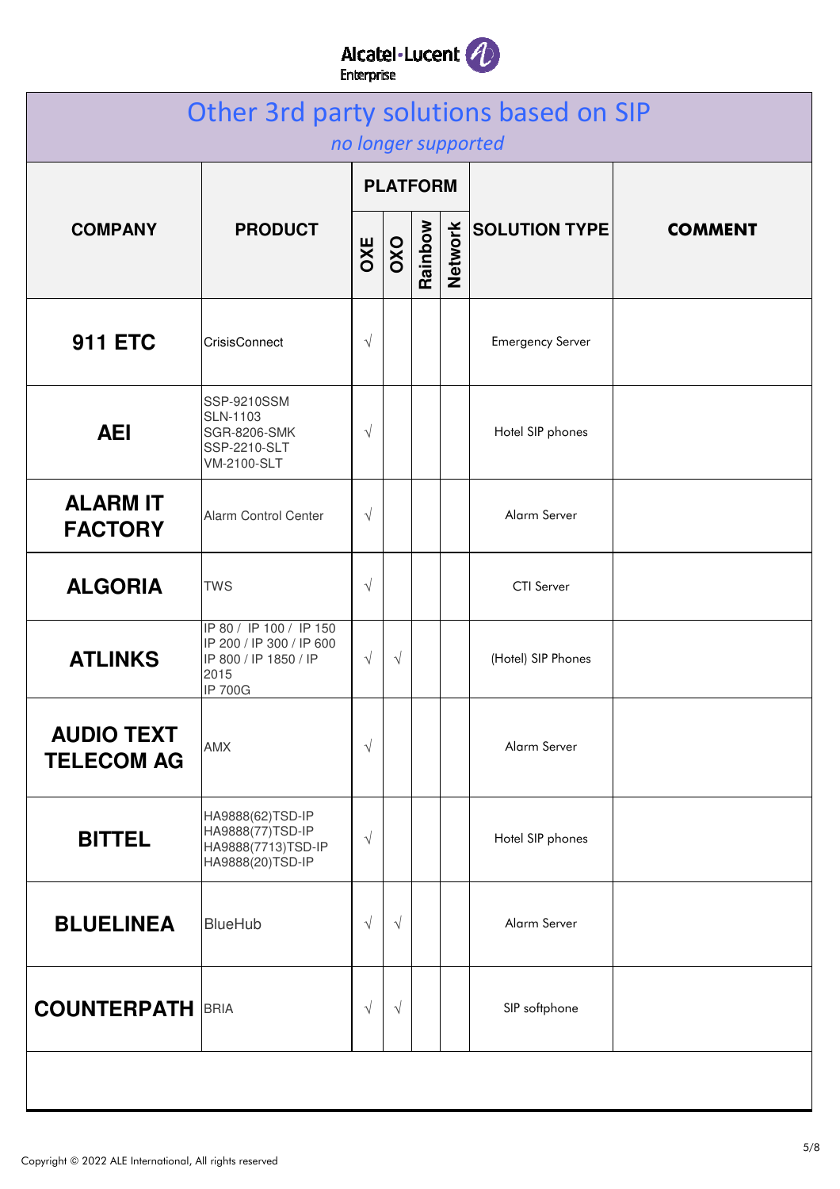# Other 3rd party solutions based on SIP

*no longer supported*

| COMPANY | PRODUCT | PLATFORM | | | | SOLUTION TYPE | COMMENT |
|---|---|---|---|---|---|---|---|
| | | OXE | OXO | Rainbow | Network | | |
| **911 ETC** | CrisisConnect | √ | | | | Emergency Server | |
| **AEI** | SSP-9210SSM<br>SLN-1103<br>SGR-8206-SMK<br>SSP-2210-SLT<br>VM-2100-SLT | √ | | | | Hotel SIP phones | |
| **ALARM IT FACTORY** | Alarm Control Center | √ | | | | Alarm Server | |
| **ALGORIA** | TWS | √ | | | | CTI Server | |
| **ATLINKS** | IP 80 / IP 100 / IP 150<br>IP 200 / IP 300 / IP 600<br>IP 800 / IP 1850 / IP 2015<br>IP 700G | √ | √ | | | (Hotel) SIP Phones | |
| **AUDIO TEXT TELECOM AG** | AMX | √ | | | | Alarm Server | |
| **BITTEL** | HA9888(62)TSD-IP<br>HA9888(77)TSD-IP<br>HA9888(7713)TSD-IP<br>HA9888(20)TSD-IP | √ | | | | Hotel SIP phones | |
| **BLUELINEA** | BlueHub | √ | √ | | | Alarm Server | |
| **COUNTERPATH** | BRIA | √ | √ | | | SIP softphone | |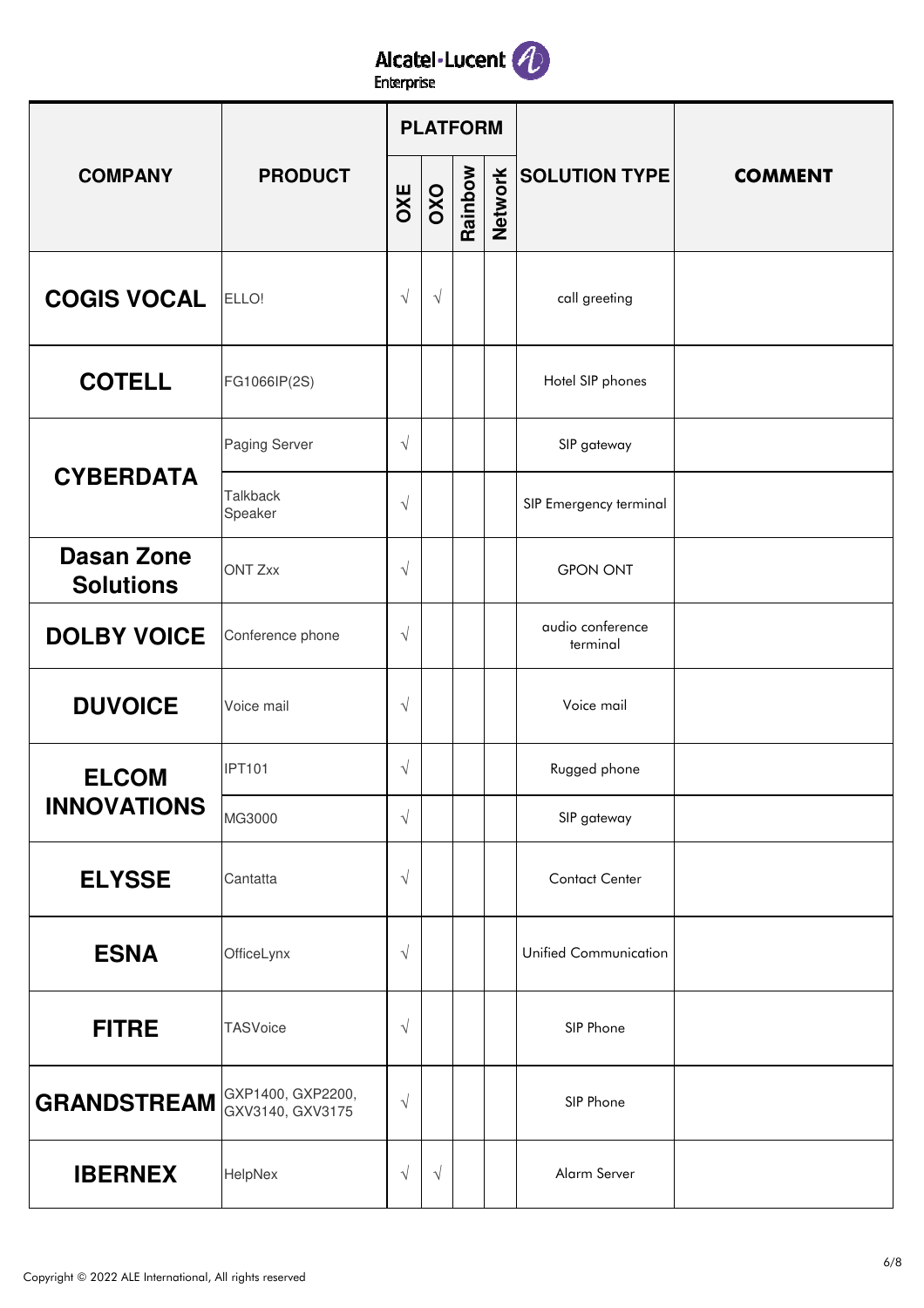| COMPANY | PRODUCT | PLATFORM | | | | SOLUTION TYPE | COMMENT |
|---|---|---|---|---|---|---|---|
| | | OXE | OXO | Rainbow | Network | | |
| **COGIS VOCAL** | ELLO! | √ | √ | | | call greeting | |
| **COTELL** | FG1066IP(2S) | | | | | Hotel SIP phones | |
| **CYBERDATA** | Paging Server | √ | | | | SIP gateway | |
| | Talkback Speaker | √ | | | | SIP Emergency terminal | |
| **Dasan Zone Solutions** | ONT Zxx | √ | | | | GPON ONT | |
| **DOLBY VOICE** | Conference phone | √ | | | | audio conference terminal | |
| **DUVOICE** | Voice mail | √ | | | | Voice mail | |
| **ELCOM INNOVATIONS** | IPT101 | √ | | | | Rugged phone | |
| | MG3000 | √ | | | | SIP gateway | |
| **ELYSSE** | Cantatta | √ | | | | Contact Center | |
| **ESNA** | OfficeLynx | √ | | | | Unified Communication | |
| **FITRE** | TASVoice | √ | | | | SIP Phone | |
| **GRANDSTREAM** | GXP1400, GXP2200, GXV3140, GXV3175 | √ | | | | SIP Phone | |
| **IBERNEX** | HelpNex | √ | √ | | | Alarm Server | |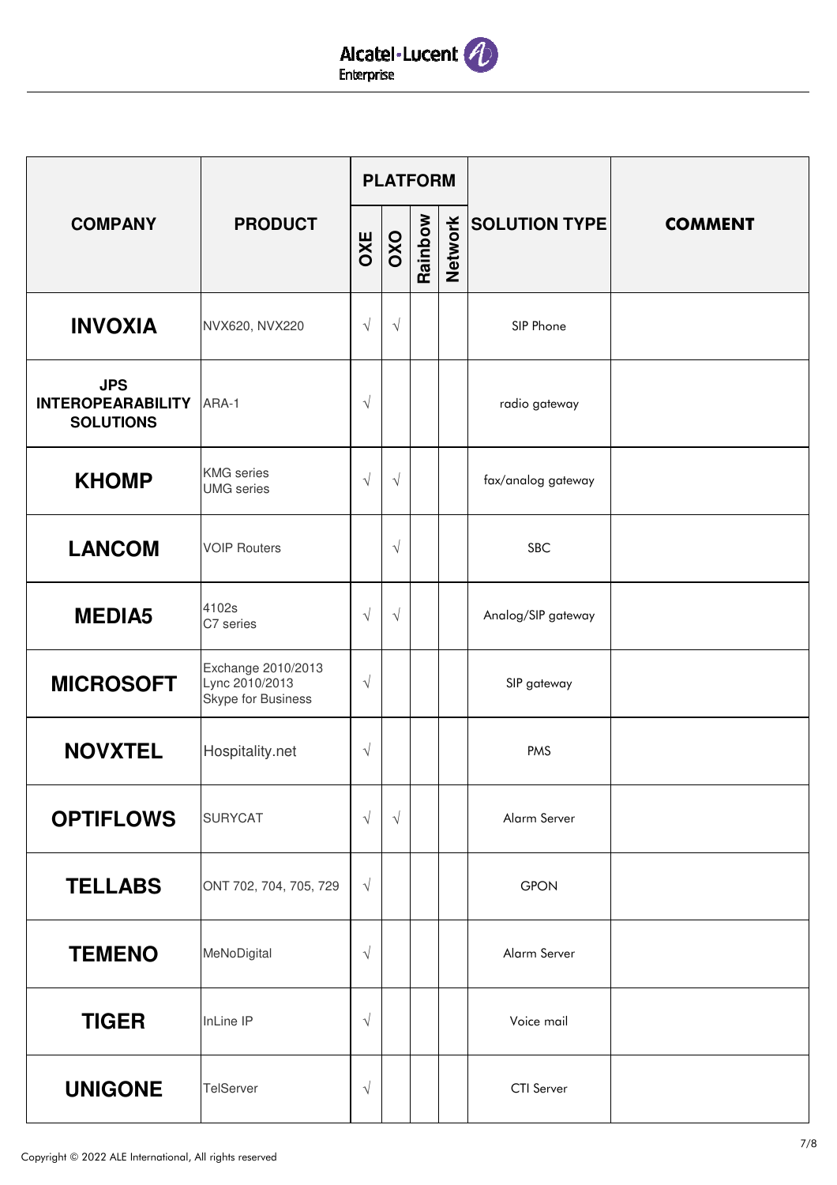| COMPANY | PRODUCT | PLATFORM | | | | SOLUTION TYPE | COMMENT |
|---|---|---|---|---|---|---|---|
| | | OXE | OXO | Rainbow | Network | | |
| **INVOXIA** | NVX620, NVX220 | √ | √ | | | SIP Phone | |
| **JPS INTEROPEARABILITY SOLUTIONS** | ARA-1 | √ | | | | radio gateway | |
| **KHOMP** | KMG series<br>UMG series | √ | √ | | | fax/analog gateway | |
| **LANCOM** | VOIP Routers | | √ | | | SBC | |
| **MEDIA5** | 4102s<br>C7 series | √ | √ | | | Analog/SIP gateway | |
| **MICROSOFT** | Exchange 2010/2013<br>Lync 2010/2013<br>Skype for Business | √ | | | | SIP gateway | |
| **NOVXTEL** | Hospitality.net | √ | | | | PMS | |
| **OPTIFLOWS** | SURYCAT | √ | √ | | | Alarm Server | |
| **TELLABS** | ONT 702, 704, 705, 729 | √ | | | | GPON | |
| **TEMENO** | MeNoDigital | √ | | | | Alarm Server | |
| **TIGER** | InLine IP | √ | | | | Voice mail | |
| **UNIGONE** | TelServer | √ | | | | CTI Server | |

Copyright © 2022 ALE International, All rights reserved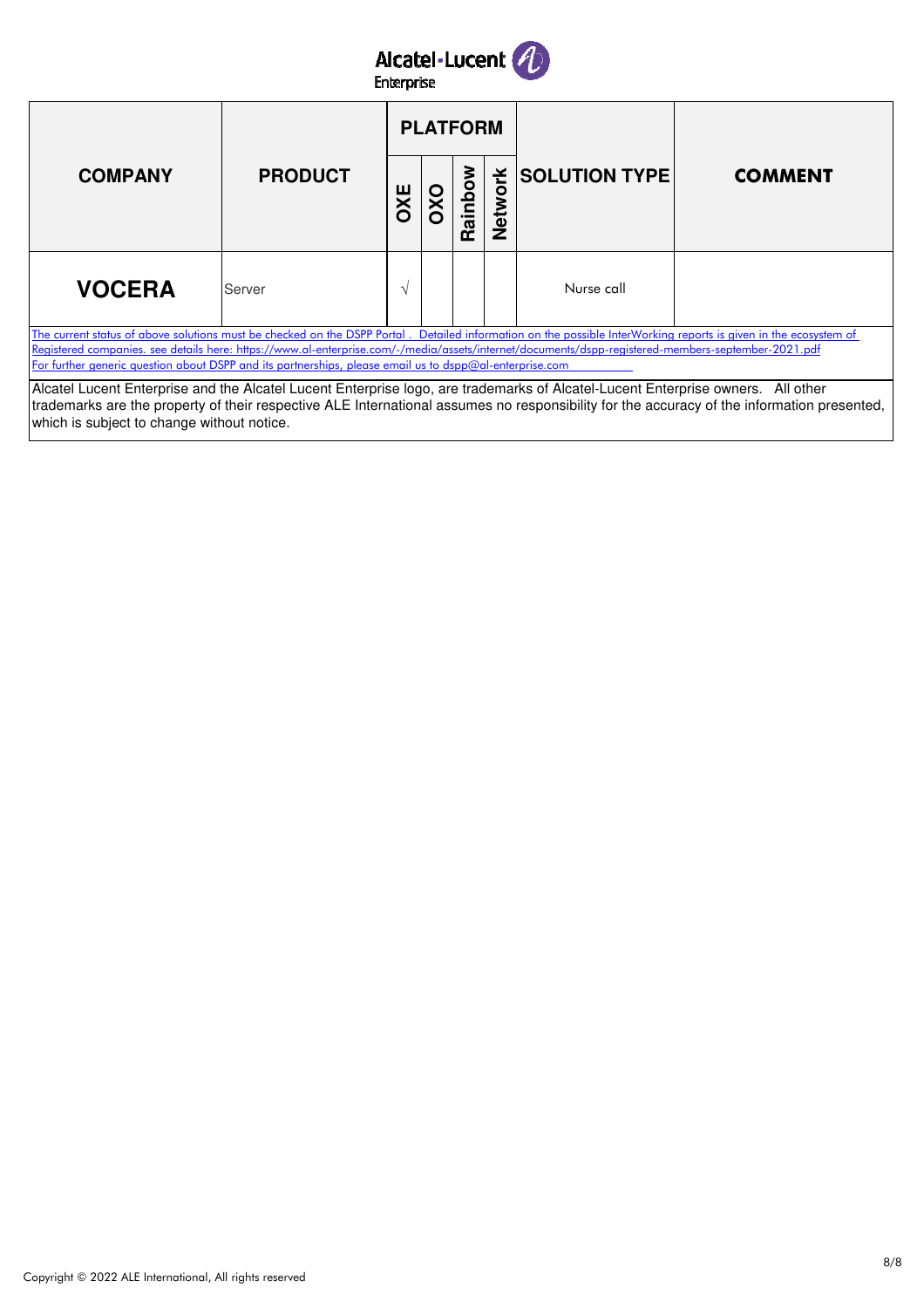| COMPANY | PRODUCT | PLATFORM | | | | SOLUTION TYPE | COMMENT |
|---|---|---|---|---|---|---|---|
| | | OXE | OXO | Rainbow | Network | | |
| **VOCERA** | Server | √ | | | | Nurse call | |

The current status of above solutions must be checked on the DSPP Portal . Detailed information on the possible InterWorking reports is given in the ecosystem of Registered companies. see details here: https://www.al-enterprise.com/-/media/assets/internet/documents/dspp-registered-members-september-2021.pdf

For further generic question about DSPP and its partnerships, please email us to dspp@al-enterprise.com

Alcatel Lucent Enterprise and the Alcatel Lucent Enterprise logo, are trademarks of Alcatel-Lucent Enterprise owners. All other trademarks are the property of their respective ALE International assumes no responsibility for the accuracy of the information presented, which is subject to change without notice.

Copyright © 2022 ALE International, All rights reserved